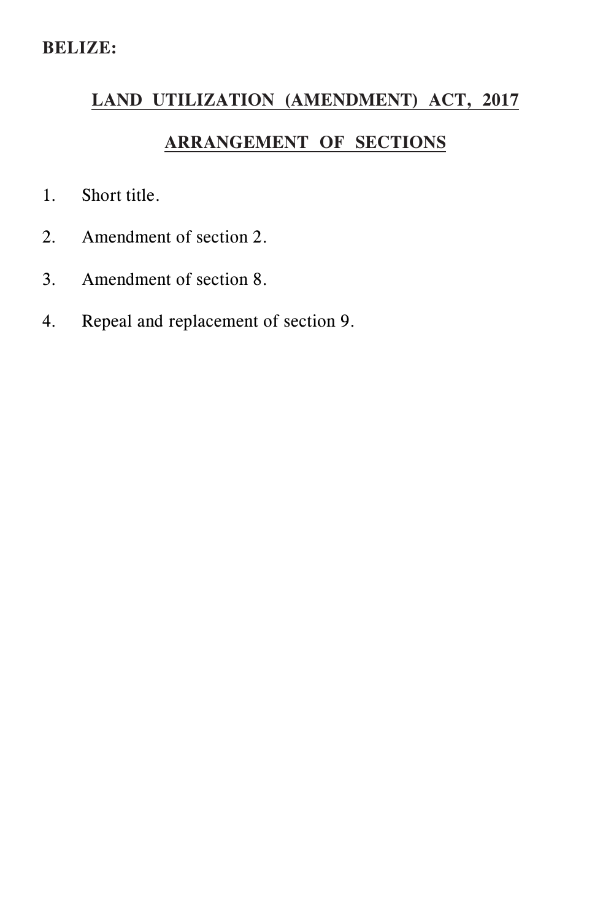**BELIZE:**

## LAND UTILIZATION (AMENDMENT) ACT, 2017

## ARRANGEMENT OF SECTIONS

1. Short title.
2. Amendment of section 2.
3. Amendment of section 8.
4. Repeal and replacement of section 9.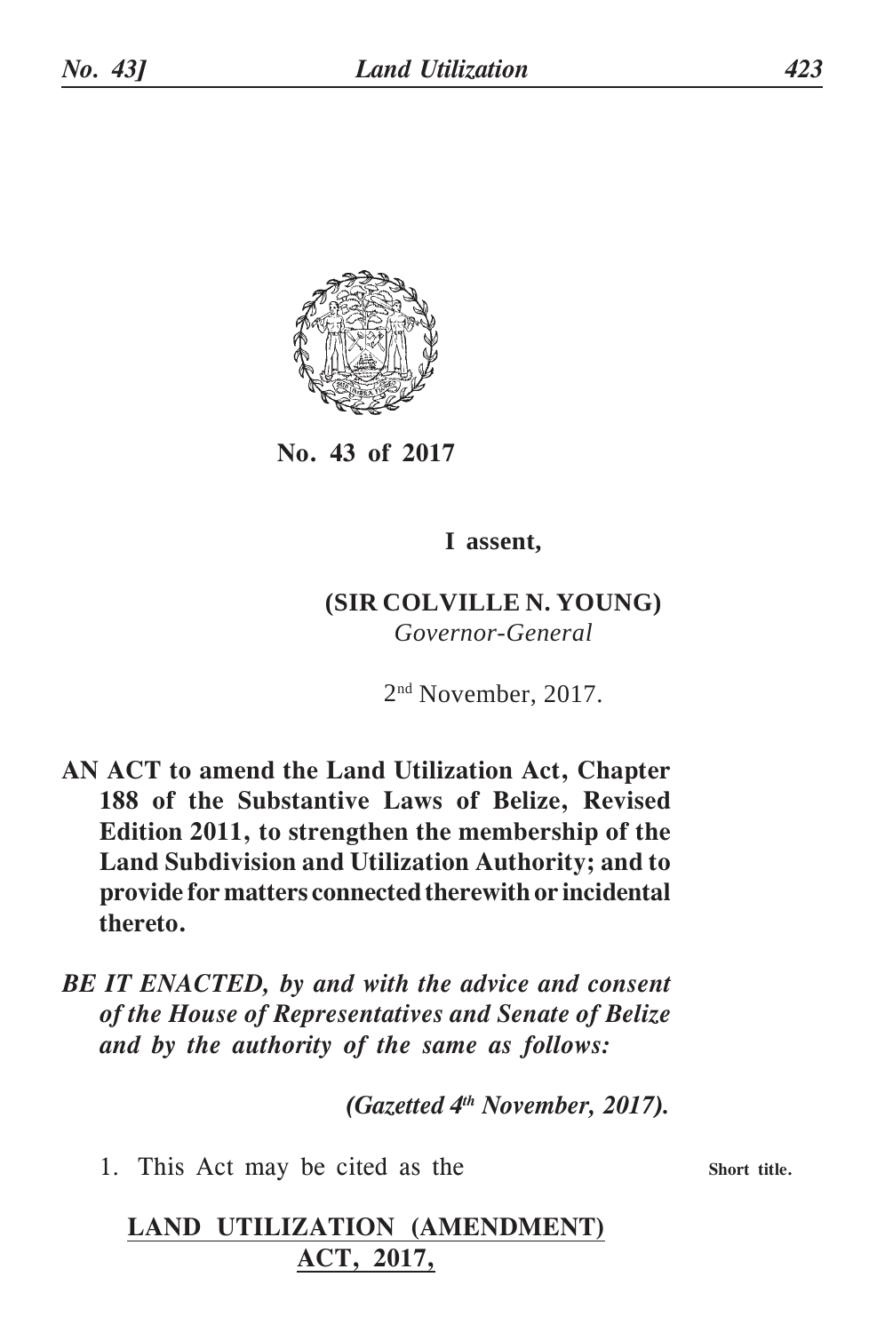**No. 43 of 2017**

**I assent,**

**(SIR COLVILLE N. YOUNG)**
*Governor-General*

2nd November, 2017.

**AN ACT to amend the Land Utilization Act, Chapter 188 of the Substantive Laws of Belize, Revised Edition 2011, to strengthen the membership of the Land Subdivision and Utilization Authority; and to provide for matters connected therewith or incidental thereto.**

***BE IT ENACTED, by and with the advice and consent of the House of Representatives and Senate of Belize and by the authority of the same as follows:***

***(Gazetted 4th November, 2017).***

1. This Act may be cited as the **Short title.**

**LAND UTILIZATION (AMENDMENT) ACT, 2017,**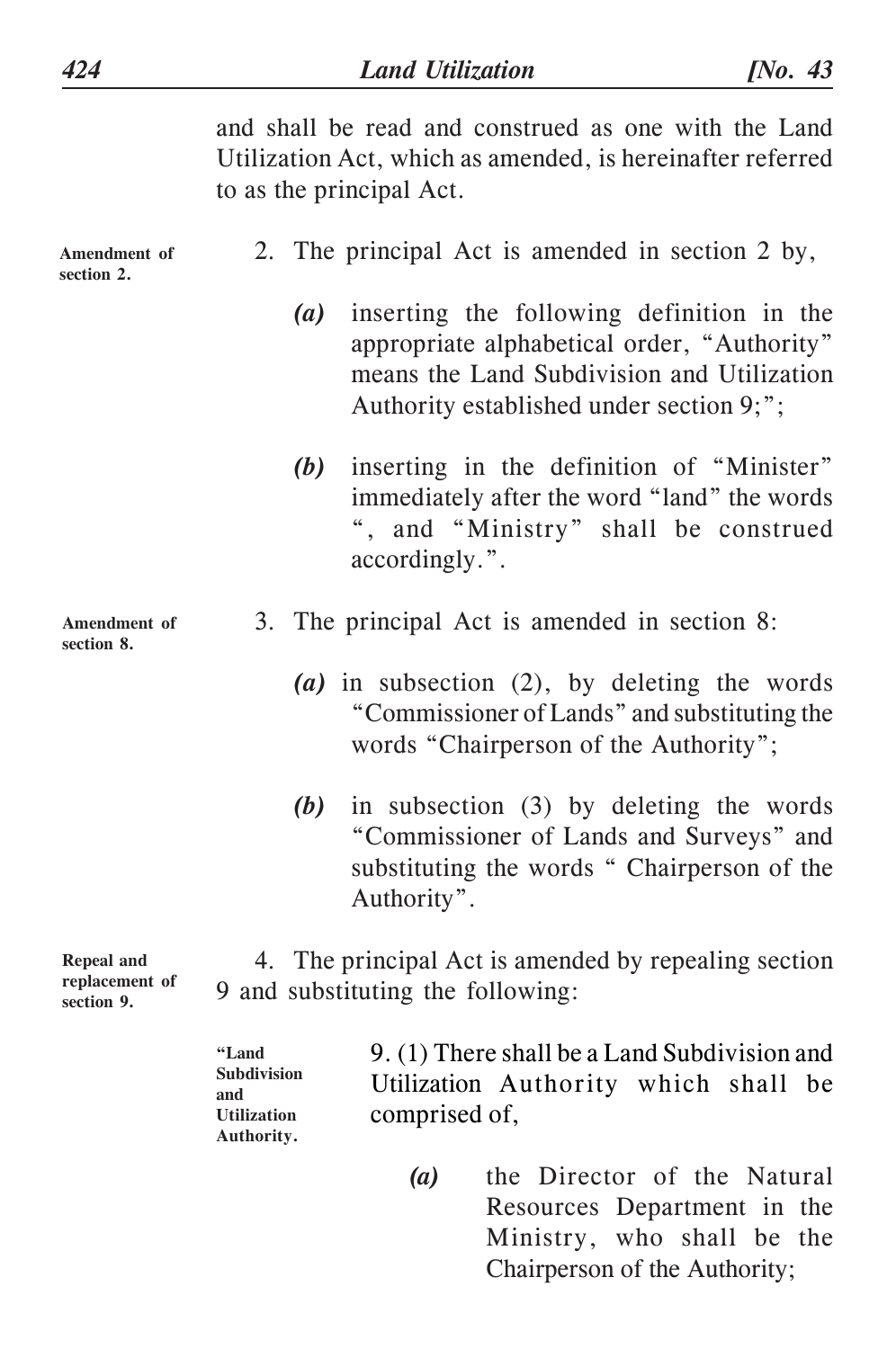and shall be read and construed as one with the Land Utilization Act, which as amended, is hereinafter referred to as the principal Act.

**Amendment of section 2.**

2. The principal Act is amended in section 2 by,

*(a)* inserting the following definition in the appropriate alphabetical order, "Authority" means the Land Subdivision and Utilization Authority established under section 9;";

*(b)* inserting in the definition of "Minister" immediately after the word "land" the words ", and "Ministry" shall be construed accordingly.".

**Amendment of section 8.**

3. The principal Act is amended in section 8:

*(a)* in subsection (2), by deleting the words "Commissioner of Lands" and substituting the words "Chairperson of the Authority";

*(b)* in subsection (3) by deleting the words "Commissioner of Lands and Surveys" and substituting the words " Chairperson of the Authority".

**Repeal and replacement of section 9.**

4. The principal Act is amended by repealing section 9 and substituting the following:

**"Land Subdivision and Utilization Authority.**

9. (1) There shall be a Land Subdivision and Utilization Authority which shall be comprised of,

*(a)* the Director of the Natural Resources Department in the Ministry, who shall be the Chairperson of the Authority;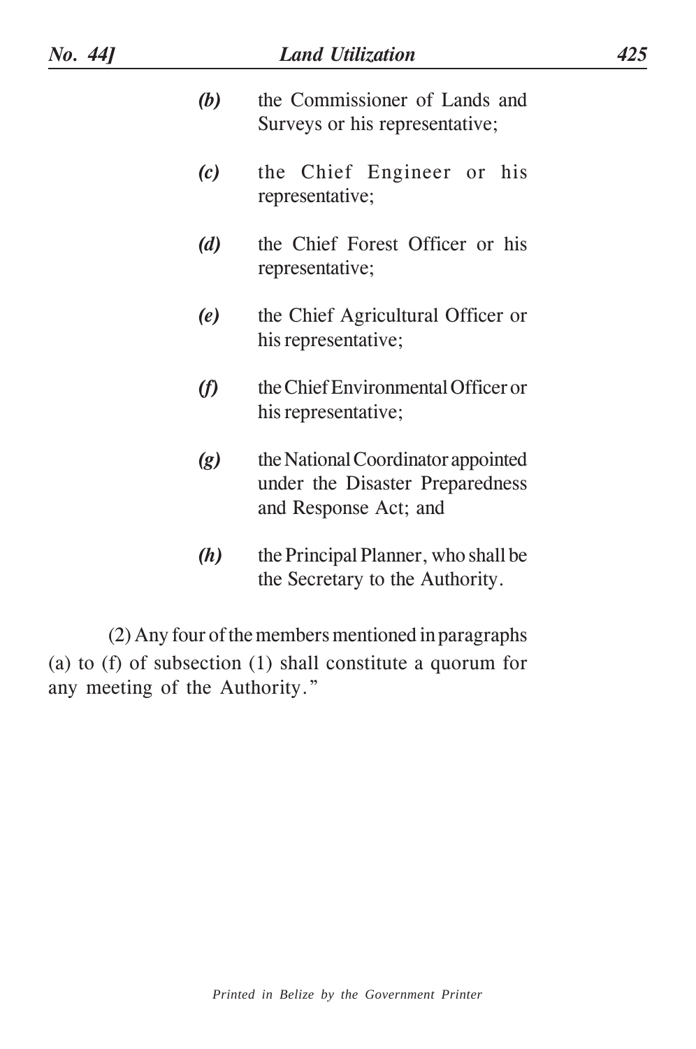*(b)* the Commissioner of Lands and Surveys or his representative;

*(c)* the Chief Engineer or his representative;

*(d)* the Chief Forest Officer or his representative;

*(e)* the Chief Agricultural Officer or his representative;

*(f)* the Chief Environmental Officer or his representative;

*(g)* the National Coordinator appointed under the Disaster Preparedness and Response Act; and

*(h)* the Principal Planner, who shall be the Secretary to the Authority.

(2) Any four of the members mentioned in paragraphs (a) to (f) of subsection (1) shall constitute a quorum for any meeting of the Authority."

*Printed in Belize by the Government Printer*